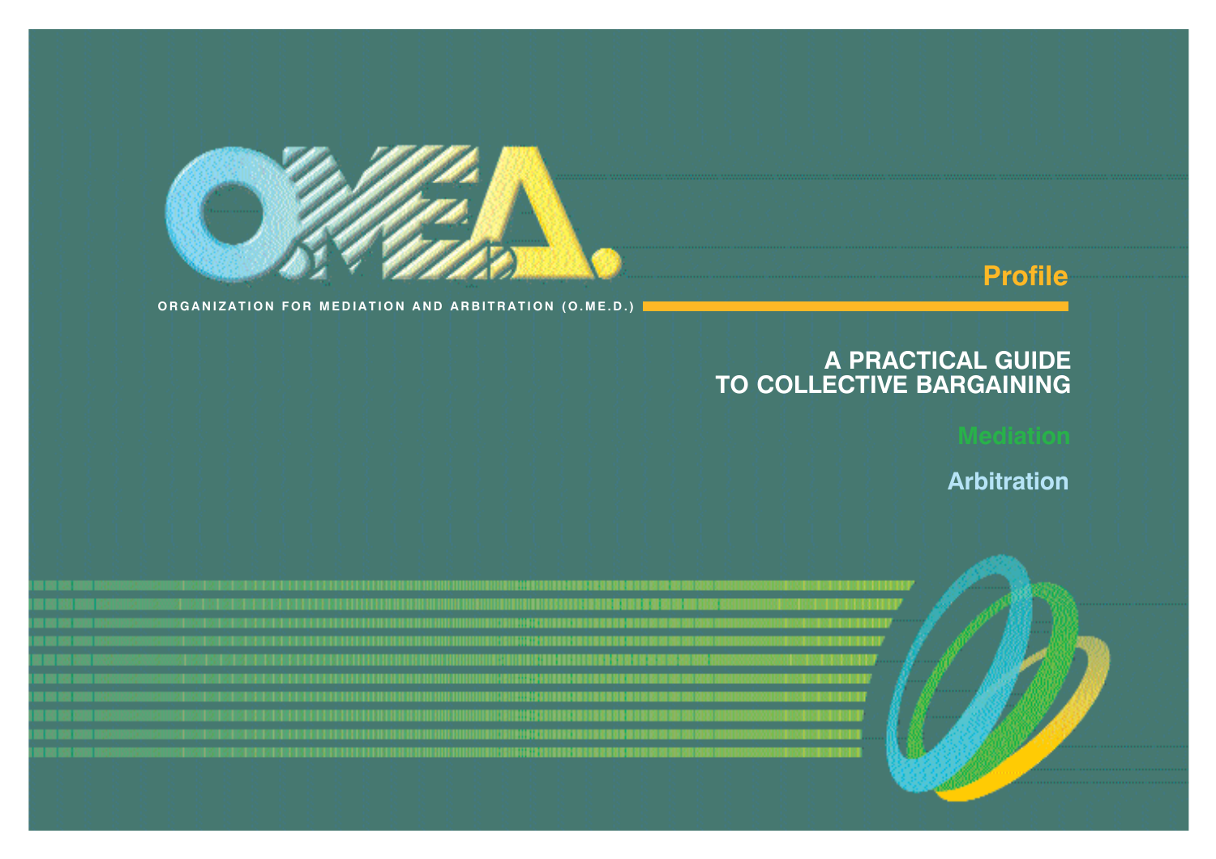ORGANIZATION FOR MEDIATION AND ARBITRATION (O.ME.D.)

**Profile**

# A PRACTICAL GUIDE TO COLLECTIVE BARGAINING

**Mediation**

**Arbitration**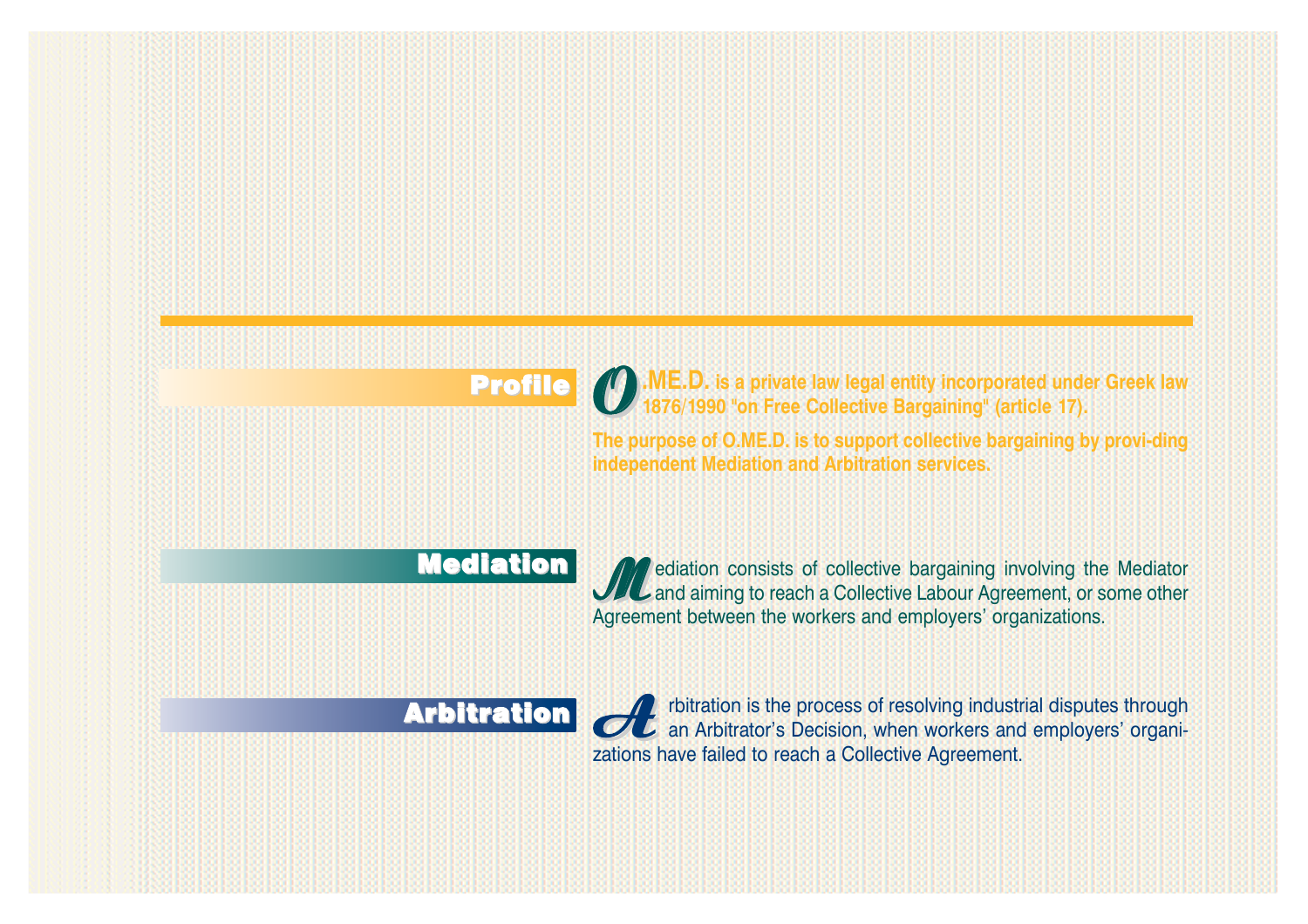## Profile

**O.ME.D. is a private law legal entity incorporated under Greek law 1876/1990 "on Free Collective Bargaining" (article 17).**

**The purpose of O.ME.D. is to support collective bargaining by provi-ding independent Mediation and Arbitration services.**

## Mediation

Mediation consists of collective bargaining involving the Mediator and aiming to reach a Collective Labour Agreement, or some other Agreement between the workers and employers' organizations.

## Arbitration

Arbitration is the process of resolving industrial disputes through an Arbitrator's Decision, when workers and employers' organizations have failed to reach a Collective Agreement.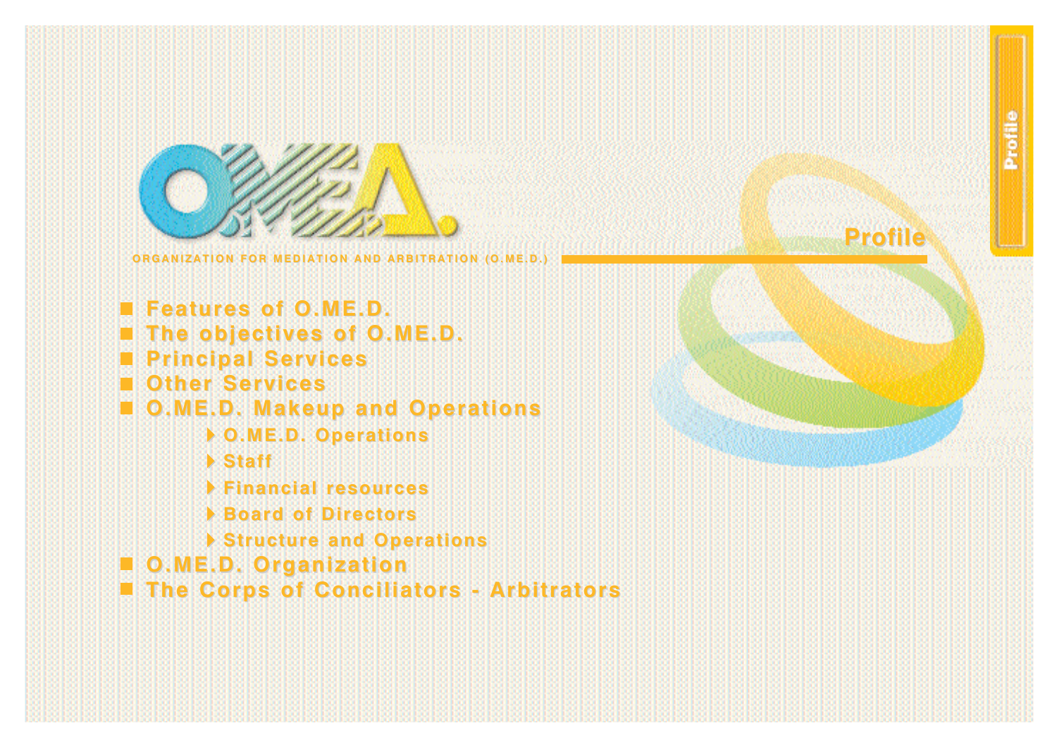# O.ME.D.

ORGANIZATION FOR MEDIATION AND ARBITRATION (O.ME.D.)

## Profile

- Features of O.ME.D.
- The objectives of O.ME.D.
- Principal Services
- Other Services
- O.ME.D. Makeup and Operations
  - O.ME.D. Operations
  - Staff
  - Financial resources
  - Board of Directors
  - Structure and Operations
- O.ME.D. Organization
- The Corps of Conciliators - Arbitrators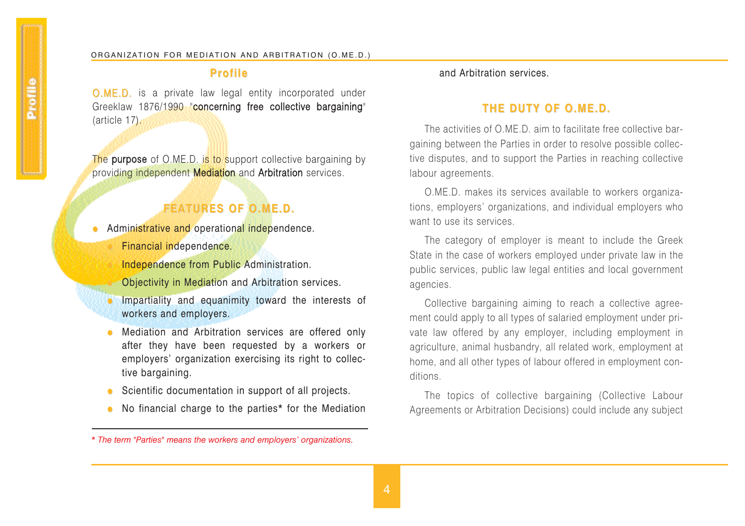## Profile

**O.ME.D.** is a private law legal entity incorporated under Greeklaw 1876/1990 "**concerning free collective bargaining**" (article 17).

The **purpose** of O.ME.D. is to support collective bargaining by providing independent **Mediation** and **Arbitration** services.

## FEATURES OF O.ME.D.

- Administrative and operational independence.
  - Financial independence.
  - Independence from Public Administration.
  - Objectivity in Mediation and Arbitration services.
  - Impartiality and equanimity toward the interests of workers and employers.
  - Mediation and Arbitration services are offered only after they have been requested by a workers or employers' organization exercising its right to collective bargaining.
  - Scientific documentation in support of all projects.
  - No financial charge to the parties* for the Mediation and Arbitration services.

*\* The term "Parties" means the workers and employers' organizations.*

## THE DUTY OF O.ME.D.

The activities of O.ME.D. aim to facilitate free collective bargaining between the Parties in order to resolve possible collective disputes, and to support the Parties in reaching collective labour agreements.

O.ME.D. makes its services available to workers organizations, employers' organizations, and individual employers who want to use its services.

The category of employer is meant to include the Greek State in the case of workers employed under private law in the public services, public law legal entities and local government agencies.

Collective bargaining aiming to reach a collective agreement could apply to all types of salaried employment under private law offered by any employer, including employment in agriculture, animal husbandry, all related work, employment at home, and all other types of labour offered in employment conditions.

The topics of collective bargaining (Collective Labour Agreements or Arbitration Decisions) could include any subject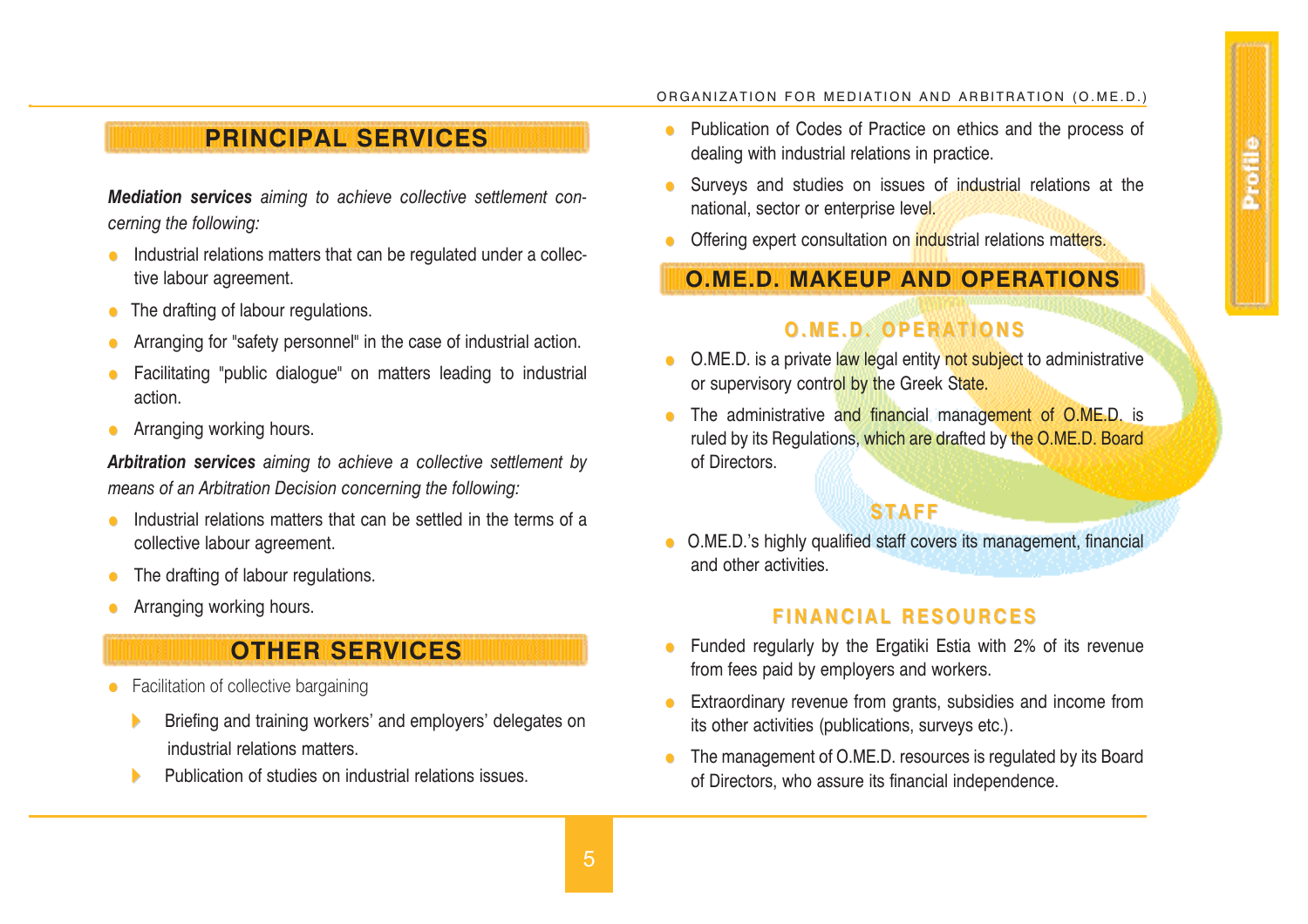## PRINCIPAL SERVICES

***Mediation services*** *aiming to achieve collective settlement concerning the following:*

- Industrial relations matters that can be regulated under a collective labour agreement.
- The drafting of labour regulations.
- Arranging for "safety personnel" in the case of industrial action.
- Facilitating "public dialogue" on matters leading to industrial action.
- Arranging working hours.

***Arbitration services*** *aiming to achieve a collective settlement by means of an Arbitration Decision concerning the following:*

- Industrial relations matters that can be settled in the terms of a collective labour agreement.
- The drafting of labour regulations.
- Arranging working hours.

## OTHER SERVICES

- Facilitation of collective bargaining
  - Briefing and training workers' and employers' delegates on industrial relations matters.
  - Publication of studies on industrial relations issues.
- Publication of Codes of Practice on ethics and the process of dealing with industrial relations in practice.
- Surveys and studies on issues of industrial relations at the national, sector or enterprise level.
- Offering expert consultation on industrial relations matters.

## O.ME.D. MAKEUP AND OPERATIONS

### O.ME.D. OPERATIONS

- O.ME.D. is a private law legal entity not subject to administrative or supervisory control by the Greek State.
- The administrative and financial management of O.ME.D. is ruled by its Regulations, which are drafted by the O.ME.D. Board of Directors.

### STAFF

- O.ME.D.'s highly qualified staff covers its management, financial and other activities.

### FINANCIAL RESOURCES

- Funded regularly by the Ergatiki Estia with 2% of its revenue from fees paid by employers and workers.
- Extraordinary revenue from grants, subsidies and income from its other activities (publications, surveys etc.).
- The management of O.ME.D. resources is regulated by its Board of Directors, who assure its financial independence.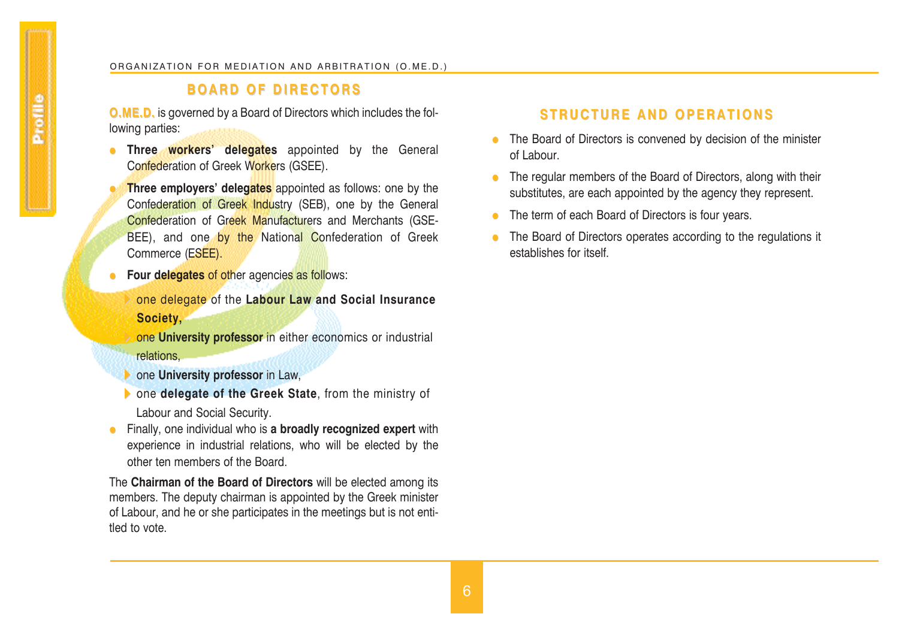## BOARD OF DIRECTORS

**O.ME.D.** is governed by a Board of Directors which includes the following parties:

- **Three workers' delegates** appointed by the General Confederation of Greek Workers (GSEE).
- **Three employers' delegates** appointed as follows: one by the Confederation of Greek Industry (SEB), one by the General Confederation of Greek Manufacturers and Merchants (GSE-BEE), and one by the National Confederation of Greek Commerce (ESEE).
- **Four delegates** of other agencies as follows:
  - one delegate of the **Labour Law and Social Insurance Society,**
  - one **University professor** in either economics or industrial relations,
  - one **University professor** in Law,
  - one **delegate of the Greek State**, from the ministry of Labour and Social Security.
- Finally, one individual who is **a broadly recognized expert** with experience in industrial relations, who will be elected by the other ten members of the Board.

The **Chairman of the Board of Directors** will be elected among its members. The deputy chairman is appointed by the Greek minister of Labour, and he or she participates in the meetings but is not entitled to vote.

## STRUCTURE AND OPERATIONS

- The Board of Directors is convened by decision of the minister of Labour.
- The regular members of the Board of Directors, along with their substitutes, are each appointed by the agency they represent.
- The term of each Board of Directors is four years.
- The Board of Directors operates according to the regulations it establishes for itself.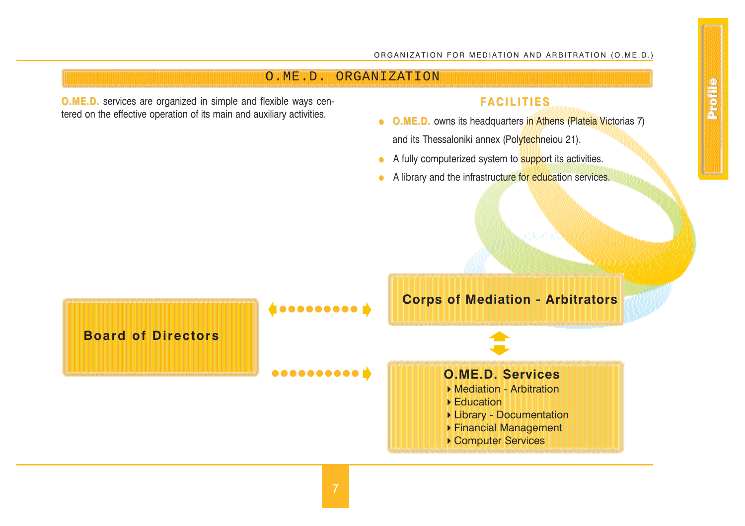## O.ME.D. ORGANIZATION

**O.ME.D.** services are organized in simple and flexible ways centered on the effective operation of its main and auxiliary activities.

### FACILITIES

- **O.ME.D.** owns its headquarters in Athens (Plateia Victorias 7) and its Thessaloniki annex (Polytechneiou 21).
- A fully computerized system to support its activities.
- A library and the infrastructure for education services.

**Board of Directors**

**Corps of Mediation - Arbitrators**

**O.ME.D. Services**

- Mediation - Arbitration
- Education
- Library - Documentation
- Financial Management
- Computer Services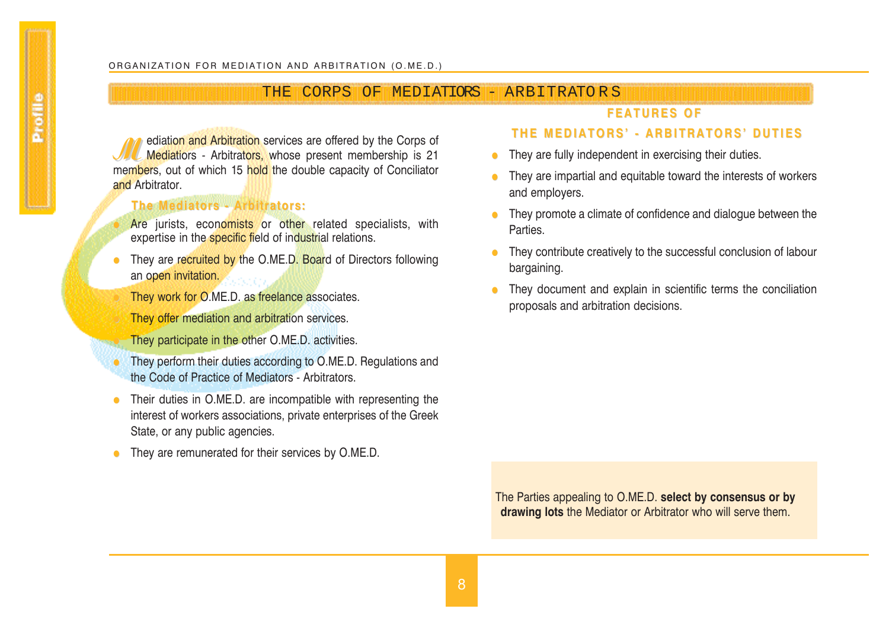# THE CORPS OF MEDIATORS - ARBITRATORS

Mediation and Arbitration services are offered by the Corps of Mediators - Arbitrators, whose present membership is 21 members, out of which 15 hold the double capacity of Conciliator and Arbitrator.

### The Mediators - Arbitrators:

- Are jurists, economists or other related specialists, with expertise in the specific field of industrial relations.
- They are recruited by the O.ME.D. Board of Directors following an open invitation.
- They work for O.ME.D. as freelance associates.
- They offer mediation and arbitration services.
- They participate in the other O.ME.D. activities.
- They perform their duties according to O.ME.D. Regulations and the Code of Practice of Mediators - Arbitrators.
- Their duties in O.ME.D. are incompatible with representing the interest of workers associations, private enterprises of the Greek State, or any public agencies.
- They are remunerated for their services by O.ME.D.

### FEATURES OF THE MEDIATORS' - ARBITRATORS' DUTIES

- They are fully independent in exercising their duties.
- They are impartial and equitable toward the interests of workers and employers.
- They promote a climate of confidence and dialogue between the Parties.
- They contribute creatively to the successful conclusion of labour bargaining.
- They document and explain in scientific terms the conciliation proposals and arbitration decisions.

The Parties appealing to O.ME.D. **select by consensus or by drawing lots** the Mediator or Arbitrator who will serve them.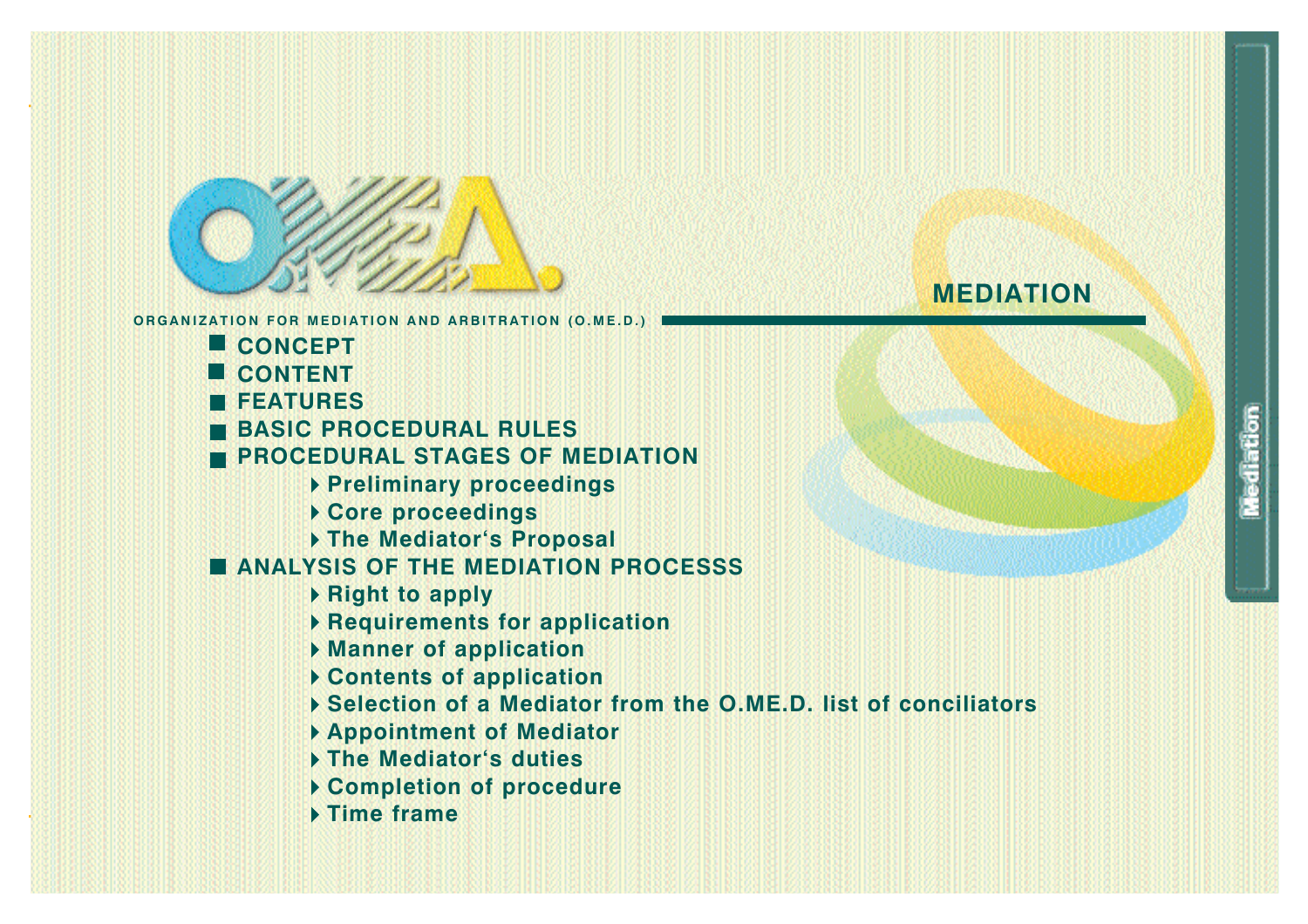# MEDIATION

ORGANIZATION FOR MEDIATION AND ARBITRATION (O.ME.D.)

- **CONCEPT**
- **CONTENT**
- **FEATURES**
- **BASIC PROCEDURAL RULES**
- **PROCEDURAL STAGES OF MEDIATION**
  - **Preliminary proceedings**
  - **Core proceedings**
  - **The Mediator's Proposal**
- **ANALYSIS OF THE MEDIATION PROCESSS**
  - **Right to apply**
  - **Requirements for application**
  - **Manner of application**
  - **Contents of application**
  - **Selection of a Mediator from the O.ME.D. list of conciliators**
  - **Appointment of Mediator**
  - **The Mediator's duties**
  - **Completion of procedure**
  - **Time frame**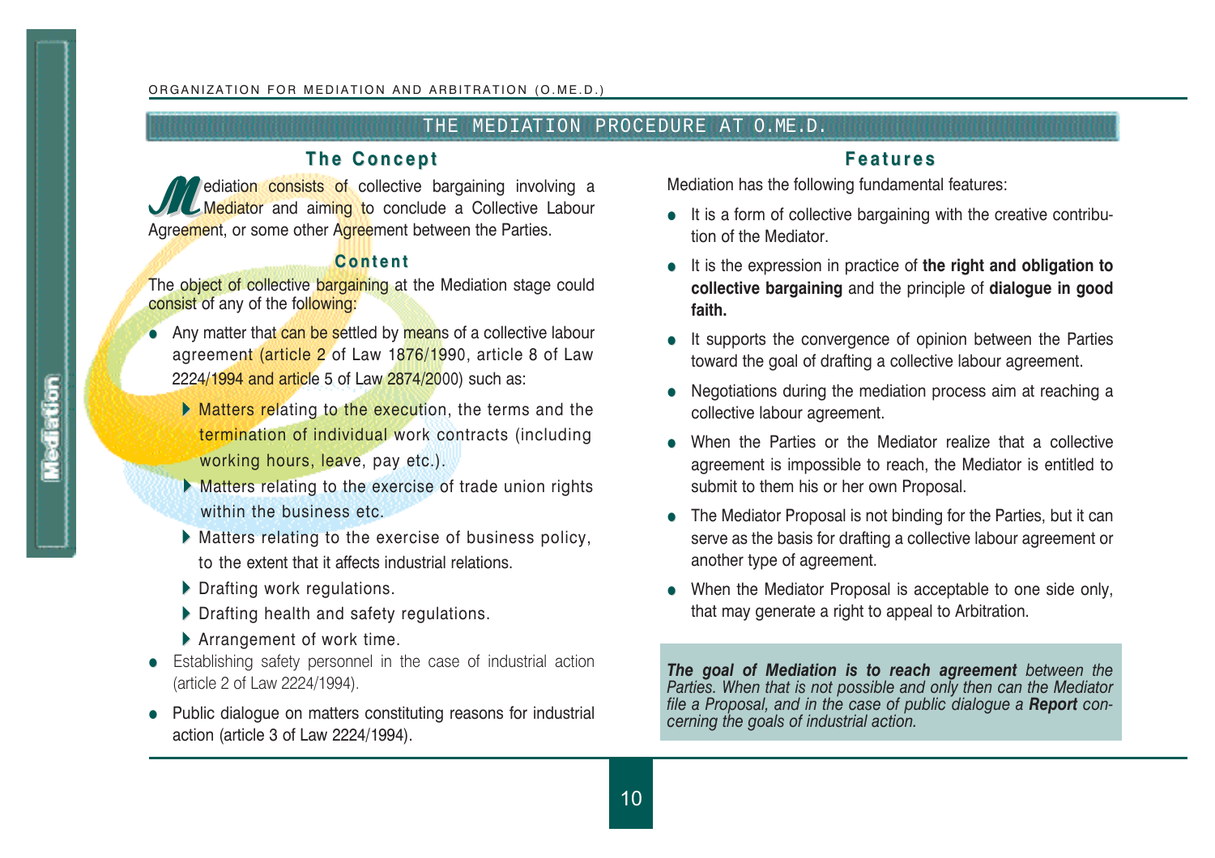# THE MEDIATION PROCEDURE AT O.ME.D.

## The Concept

Mediation consists of collective bargaining involving a Mediator and aiming to conclude a Collective Labour Agreement, or some other Agreement between the Parties.

### Content

The object of collective bargaining at the Mediation stage could consist of any of the following:

- Any matter that can be settled by means of a collective labour agreement (article 2 of Law 1876/1990, article 8 of Law 2224/1994 and article 5 of Law 2874/2000) such as:
  - Matters relating to the execution, the terms and the termination of individual work contracts (including working hours, leave, pay etc.).
  - Matters relating to the exercise of trade union rights within the business etc.
  - Matters relating to the exercise of business policy, to the extent that it affects industrial relations.
  - Drafting work regulations.
  - Drafting health and safety regulations.
  - Arrangement of work time.
- Establishing safety personnel in the case of industrial action (article 2 of Law 2224/1994).
- Public dialogue on matters constituting reasons for industrial action (article 3 of Law 2224/1994).

## Features

Mediation has the following fundamental features:

- It is a form of collective bargaining with the creative contribution of the Mediator.
- It is the expression in practice of **the right and obligation to collective bargaining** and the principle of **dialogue in good faith.**
- It supports the convergence of opinion between the Parties toward the goal of drafting a collective labour agreement.
- Negotiations during the mediation process aim at reaching a collective labour agreement.
- When the Parties or the Mediator realize that a collective agreement is impossible to reach, the Mediator is entitled to submit to them his or her own Proposal.
- The Mediator Proposal is not binding for the Parties, but it can serve as the basis for drafting a collective labour agreement or another type of agreement.
- When the Mediator Proposal is acceptable to one side only, that may generate a right to appeal to Arbitration.

***The goal of Mediation is to reach agreement** between the Parties. When that is not possible and only then can the Mediator file a Proposal, and in the case of public dialogue a **Report** concerning the goals of industrial action.*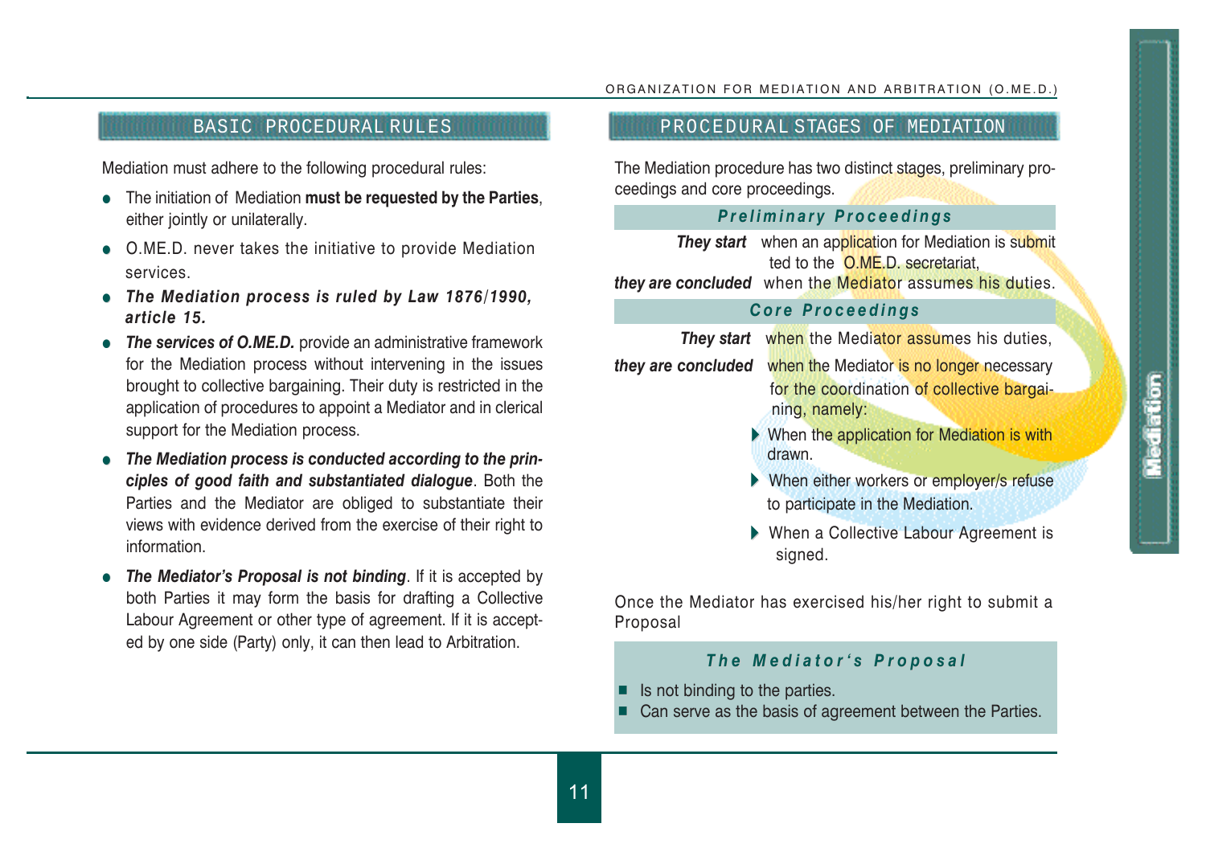## BASIC PROCEDURAL RULES

Mediation must adhere to the following procedural rules:

- The initiation of Mediation **must be requested by the Parties**, either jointly or unilaterally.
- O.ME.D. never takes the initiative to provide Mediation services.
- ***The Mediation process is ruled by Law 1876/1990, article 15.***
- ***The services of O.ME.D.*** provide an administrative framework for the Mediation process without intervening in the issues brought to collective bargaining. Their duty is restricted in the application of procedures to appoint a Mediator and in clerical support for the Mediation process.
- ***The Mediation process is conducted according to the principles of good faith and substantiated dialogue***. Both the Parties and the Mediator are obliged to substantiate their views with evidence derived from the exercise of their right to information.
- ***The Mediator's Proposal is not binding***. If it is accepted by both Parties it may form the basis for drafting a Collective Labour Agreement or other type of agreement. If it is accepted by one side (Party) only, it can then lead to Arbitration.

## PROCEDURAL STAGES OF MEDIATION

The Mediation procedure has two distinct stages, preliminary proceedings and core proceedings.

### *Preliminary Proceedings*

***They start*** when an application for Mediation is submitted to the O.ME.D. secretariat,

***they are concluded*** when the Mediator assumes his duties.

### *Core Proceedings*

***They start*** when the Mediator assumes his duties,

***they are concluded*** when the Mediator is no longer necessary for the coordination of collective bargaining, namely:

- When the application for Mediation is withdrawn.
- When either workers or employer/s refuse to participate in the Mediation.
- When a Collective Labour Agreement is signed.

Once the Mediator has exercised his/her right to submit a Proposal

### *The Mediator's Proposal*

- Is not binding to the parties.
- Can serve as the basis of agreement between the Parties.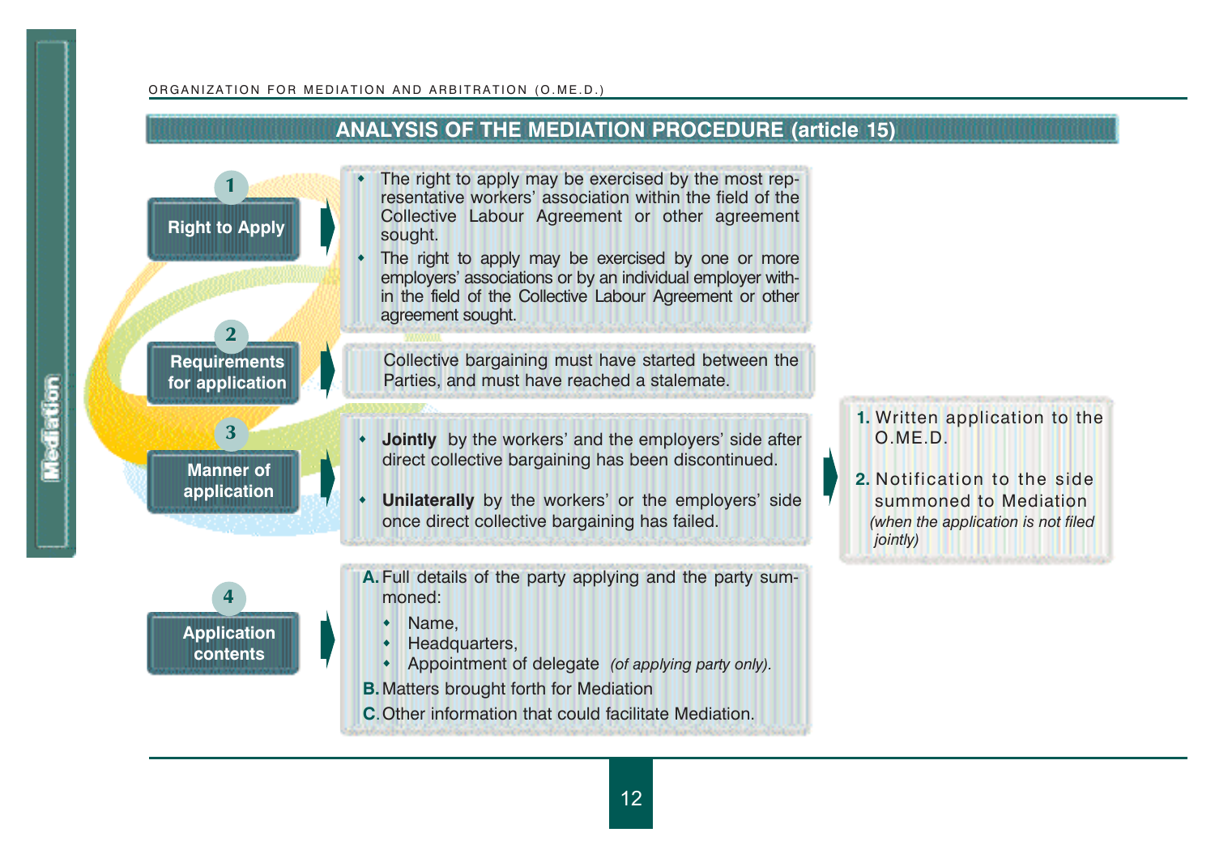## ANALYSIS OF THE MEDIATION PROCEDURE (article 15)

### 1. Right to Apply

- The right to apply may be exercised by the most representative workers' association within the field of the Collective Labour Agreement or other agreement sought.
- The right to apply may be exercised by one or more employers' associations or by an individual employer within the field of the Collective Labour Agreement or other agreement sought.

### 2. Requirements for application

Collective bargaining must have started between the Parties, and must have reached a stalemate.

### 3. Manner of application

- **Jointly** by the workers' and the employers' side after direct collective bargaining has been discontinued.
- **Unilaterally** by the workers' or the employers' side once direct collective bargaining has failed.

1. Written application to the O.ME.D.
2. Notification to the side summoned to Mediation *(when the application is not filed jointly)*

### 4. Application contents

**A.** Full details of the party applying and the party summoned:

- Name,
- Headquarters,
- Appointment of delegate *(of applying party only)*.

**B.** Matters brought forth for Mediation

**C.** Other information that could facilitate Mediation.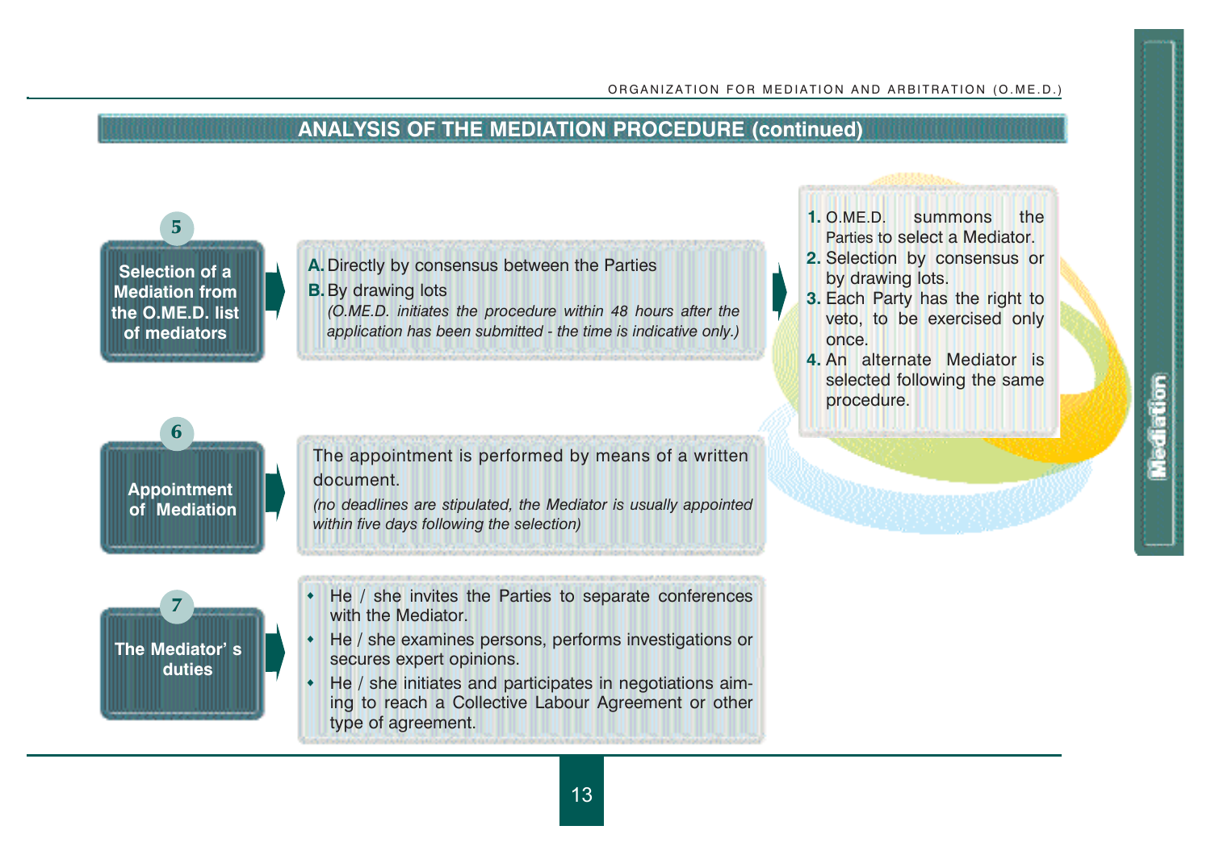## ANALYSIS OF THE MEDIATION PROCEDURE (continued)

### 5 — Selection of a Mediation from the O.ME.D. list of mediators

**A.** Directly by consensus between the Parties

**B.** By drawing lots

*(O.ME.D. initiates the procedure within 48 hours after the application has been submitted - the time is indicative only.)*

1. O.ME.D. summons the Parties to select a Mediator.
2. Selection by consensus or by drawing lots.
3. Each Party has the right to veto, to be exercised only once.
4. An alternate Mediator is selected following the same procedure.

### 6 — Appointment of Mediation

The appointment is performed by means of a written document.

*(no deadlines are stipulated, the Mediator is usually appointed within five days following the selection)*

### 7 — The Mediator's duties

- He / she invites the Parties to separate conferences with the Mediator.
- He / she examines persons, performs investigations or secures expert opinions.
- He / she initiates and participates in negotiations aiming to reach a Collective Labour Agreement or other type of agreement.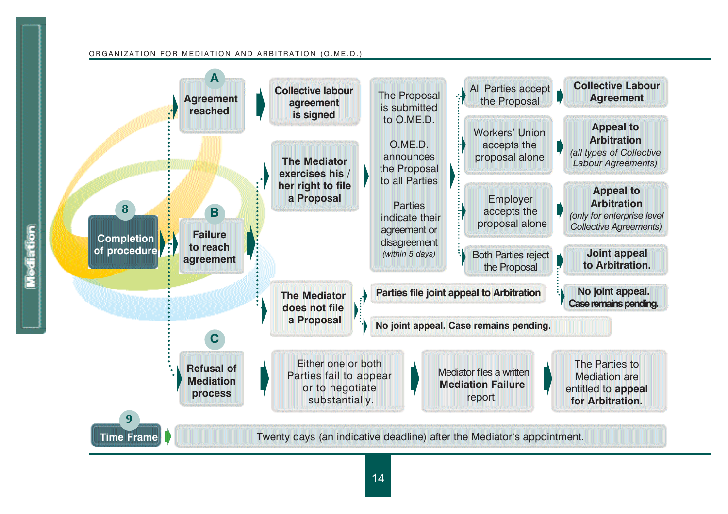## 8 Completion of procedure

### A. Agreement reached

- Collective labour agreement is signed

### B. Failure to reach agreement

- **The Mediator exercises his / her right to file a Proposal**
  - The Proposal is submitted to O.ME.D.
  - O.ME.D. announces the Proposal to all Parties
  - Parties indicate their agreement or disagreement *(within 5 days)*
    - All Parties accept the Proposal → **Collective Labour Agreement**
    - Workers' Union accepts the proposal alone → **Appeal to Arbitration** *(all types of Collective Labour Agreements)*
    - Employer accepts the proposal alone → **Appeal to Arbitration** *(only for enterprise level Collective Agreements)*
    - Both Parties reject the Proposal → **Joint appeal to Arbitration.** / **No joint appeal. Case remains pending.**
- **The Mediator does not file a Proposal**
  - **Parties file joint appeal to Arbitration**
  - **No joint appeal. Case remains pending.**

### C. Refusal of Mediation process

- Either one or both Parties fail to appear or to negotiate substantially.
- Mediator files a written **Mediation Failure** report.
- The Parties to Mediation are entitled to **appeal for Arbitration.**

## 9 Time Frame

Twenty days (an indicative deadline) after the Mediator's appointment.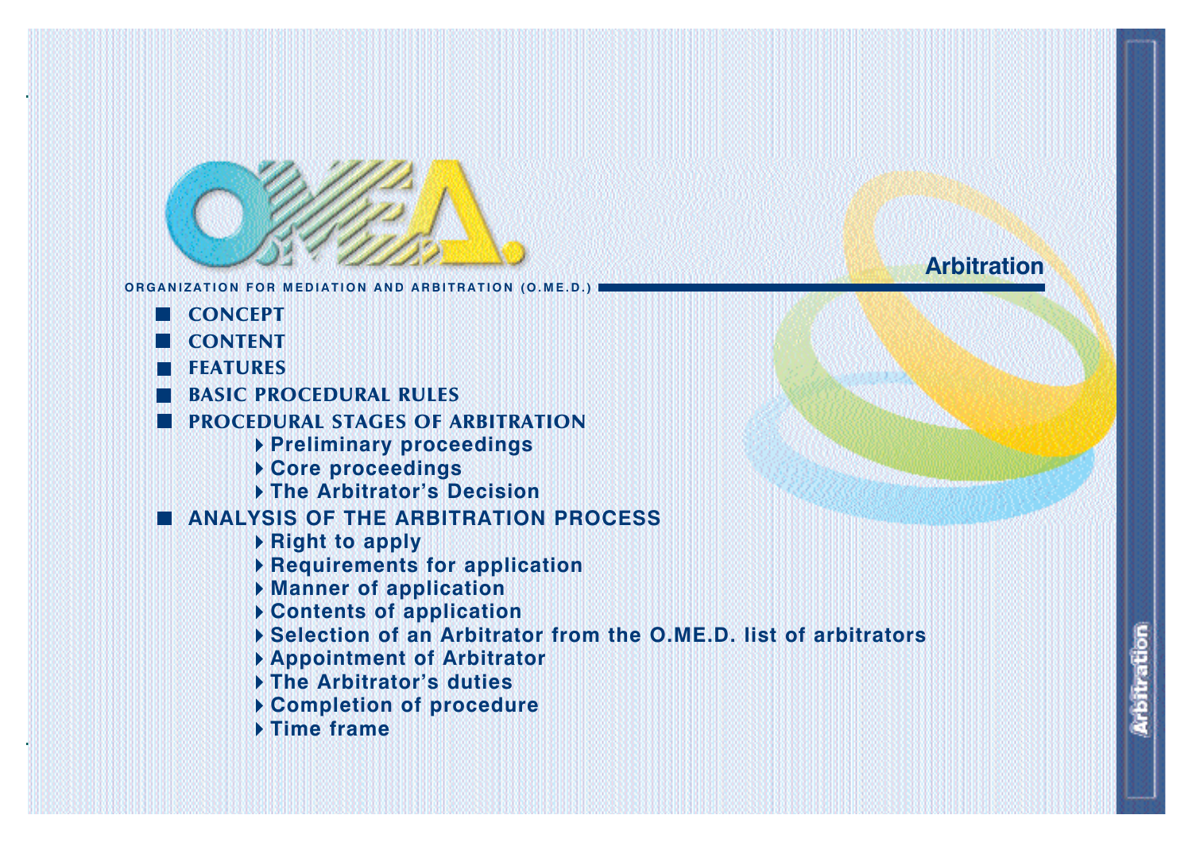# Arbitration

ORGANIZATION FOR MEDIATION AND ARBITRATION (O.ME.D.)

- **CONCEPT**
- **CONTENT**
- **FEATURES**
- **BASIC PROCEDURAL RULES**
- **PROCEDURAL STAGES OF ARBITRATION**
  - Preliminary proceedings
  - Core proceedings
  - The Arbitrator's Decision
- **ANALYSIS OF THE ARBITRATION PROCESS**
  - Right to apply
  - Requirements for application
  - Manner of application
  - Contents of application
  - Selection of an Arbitrator from the O.ME.D. list of arbitrators
  - Appointment of Arbitrator
  - The Arbitrator's duties
  - Completion of procedure
  - Time frame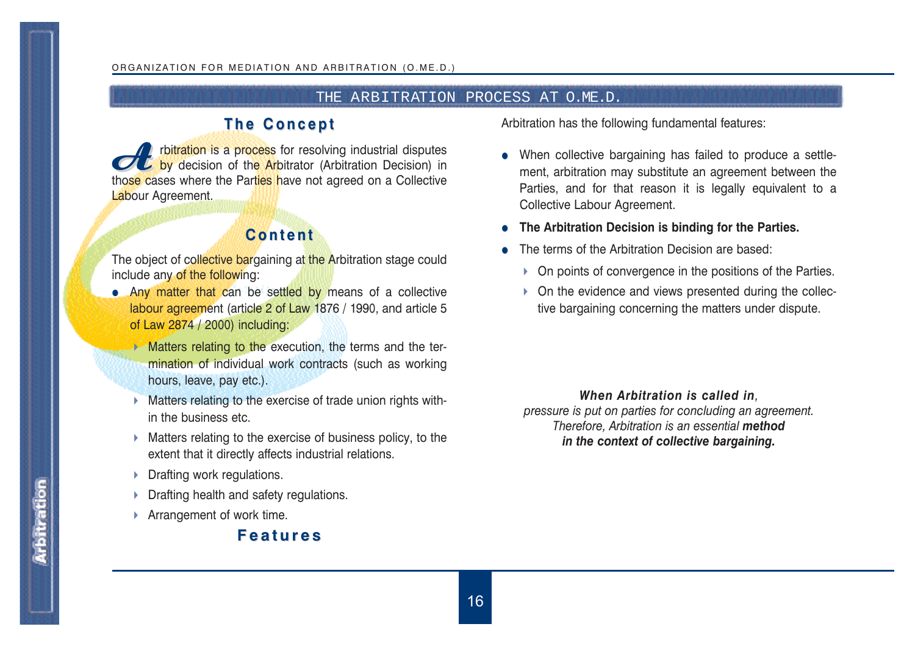# THE ARBITRATION PROCESS AT O.ME.D.

## The Concept

Arbitration is a process for resolving industrial disputes by decision of the Arbitrator (Arbitration Decision) in those cases where the Parties have not agreed on a Collective Labour Agreement.

## Content

The object of collective bargaining at the Arbitration stage could include any of the following:

- Any matter that can be settled by means of a collective labour agreement (article 2 of Law 1876 / 1990, and article 5 of Law 2874 / 2000) including:
  - Matters relating to the execution, the terms and the termination of individual work contracts (such as working hours, leave, pay etc.).
  - Matters relating to the exercise of trade union rights within the business etc.
  - Matters relating to the exercise of business policy, to the extent that it directly affects industrial relations.
  - Drafting work regulations.
  - Drafting health and safety regulations.
  - Arrangement of work time.

## Features

Arbitration has the following fundamental features:

- When collective bargaining has failed to produce a settlement, arbitration may substitute an agreement between the Parties, and for that reason it is legally equivalent to a Collective Labour Agreement.
- **The Arbitration Decision is binding for the Parties.**
- The terms of the Arbitration Decision are based:
  - On points of convergence in the positions of the Parties.
  - On the evidence and views presented during the collective bargaining concerning the matters under dispute.

***When Arbitration is called in**,*
*pressure is put on parties for concluding an agreement.*
*Therefore, Arbitration is an essential **method***
***in the context of collective bargaining.***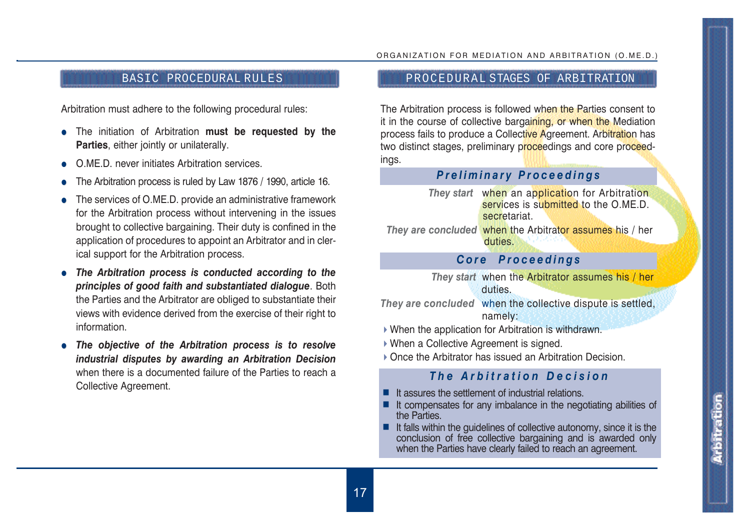## BASIC PROCEDURAL RULES

Arbitration must adhere to the following procedural rules:

- The initiation of Arbitration **must be requested by the Parties**, either jointly or unilaterally.
- O.ME.D. never initiates Arbitration services.
- The Arbitration process is ruled by Law 1876 / 1990, article 16.
- The services of O.ME.D. provide an administrative framework for the Arbitration process without intervening in the issues brought to collective bargaining. Their duty is confined in the application of procedures to appoint an Arbitrator and in clerical support for the Arbitration process.
- ***The Arbitration process is conducted according to the principles of good faith and substantiated dialogue***. Both the Parties and the Arbitrator are obliged to substantiate their views with evidence derived from the exercise of their right to information.
- ***The objective of the Arbitration process is to resolve industrial disputes by awarding an Arbitration Decision*** when there is a documented failure of the Parties to reach a Collective Agreement.

## PROCEDURAL STAGES OF ARBITRATION

The Arbitration process is followed when the Parties consent to it in the course of collective bargaining, or when the Mediation process fails to produce a Collective Agreement. Arbitration has two distinct stages, preliminary proceedings and core proceedings.

### *Preliminary Proceedings*

***They start*** when an application for Arbitration services is submitted to the O.ME.D. secretariat.

***They are concluded*** when the Arbitrator assumes his / her duties.

### *Core Proceedings*

***They start*** when the Arbitrator assumes his / her duties.

***They are concluded*** when the collective dispute is settled, namely:

- When the application for Arbitration is withdrawn.
- When a Collective Agreement is signed.
- Once the Arbitrator has issued an Arbitration Decision.

### *The Arbitration Decision*

- It assures the settlement of industrial relations.
- It compensates for any imbalance in the negotiating abilities of the Parties.
- It falls within the guidelines of collective autonomy, since it is the conclusion of free collective bargaining and is awarded only when the Parties have clearly failed to reach an agreement.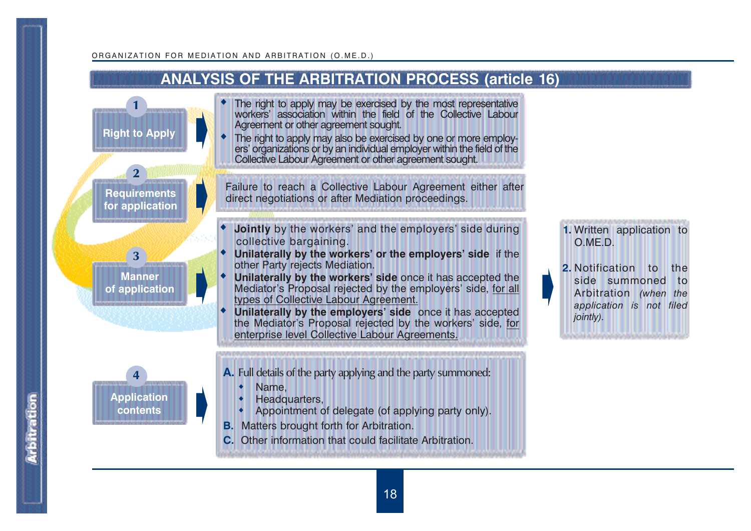# ANALYSIS OF THE ARBITRATION PROCESS (article 16)

## 1. Right to Apply

- The right to apply may be exercised by the most representative workers' association within the field of the Collective Labour Agreement or other agreement sought.
- The right to apply may also be exercised by one or more employers' organizations or by an individual employer within the field of the Collective Labour Agreement or other agreement sought.

## 2. Requirements for application

Failure to reach a Collective Labour Agreement either after direct negotiations or after Mediation proceedings.

## 3. Manner of application

- **Jointly** by the workers' and the employers' side during collective bargaining.
- **Unilaterally by the workers' or the employers' side** if the other Party rejects Mediation.
- **Unilaterally by the workers' side** once it has accepted the Mediator's Proposal rejected by the employers' side, for all types of Collective Labour Agreement.
- **Unilaterally by the employers' side** once it has accepted the Mediator's Proposal rejected by the workers' side, for enterprise level Collective Labour Agreements.

1. Written application to O.ME.D.
2. Notification to the side summoned to Arbitration *(when the application is not filed jointly).*

## 4. Application contents

**A.** Full details of the party applying and the party summoned:
- Name,
- Headquarters,
- Appointment of delegate (of applying party only).

**B.** Matters brought forth for Arbitration.

**C.** Other information that could facilitate Arbitration.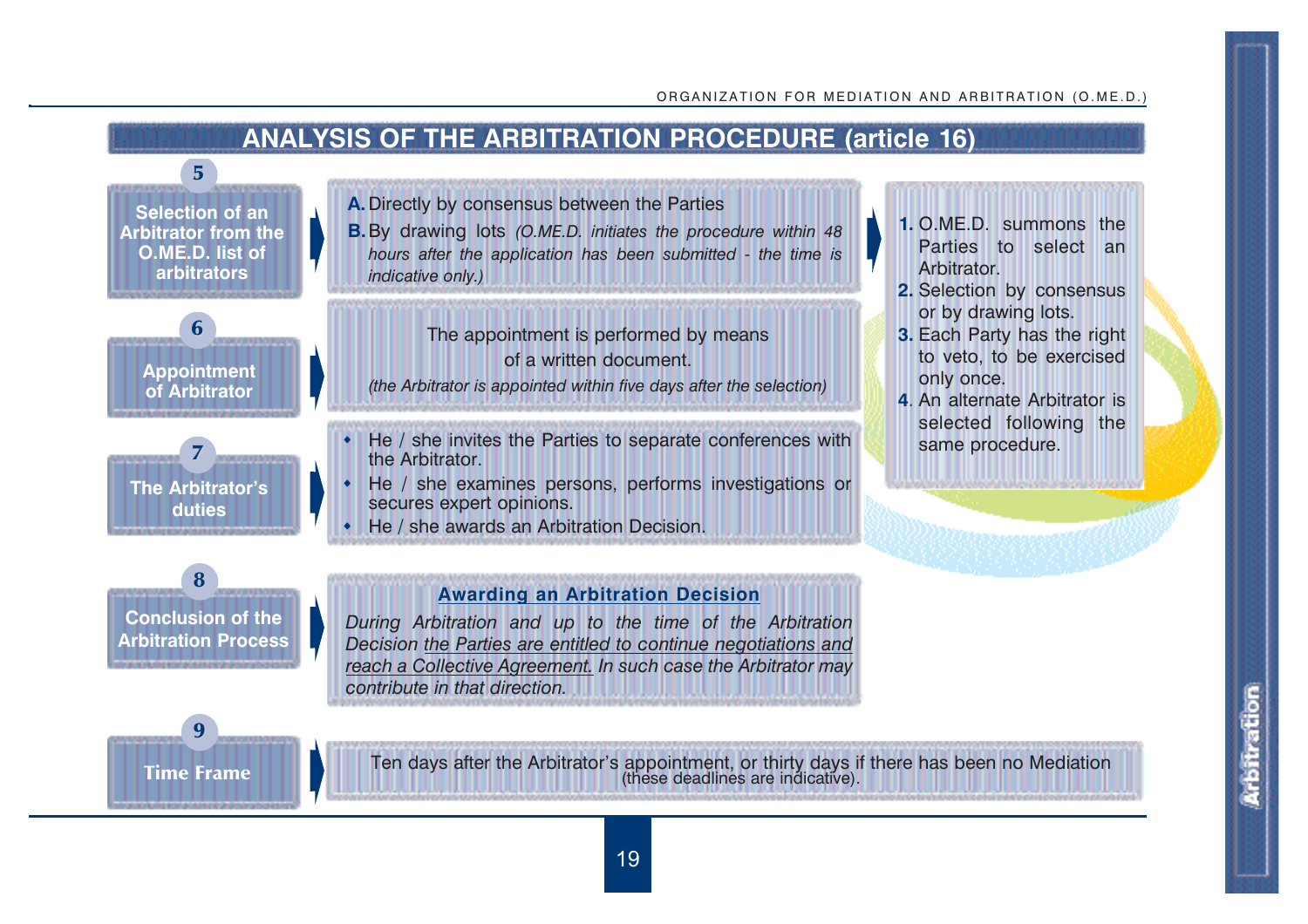## ANALYSIS OF THE ARBITRATION PROCEDURE (article 16)

### 5 — Selection of an Arbitrator from the O.ME.D. list of arbitrators

**A.** Directly by consensus between the Parties

**B.** By drawing lots *(O.ME.D. initiates the procedure within 48 hours after the application has been submitted - the time is indicative only.)*

1. O.ME.D. summons the Parties to select an Arbitrator.
2. Selection by consensus or by drawing lots.
3. Each Party has the right to veto, to be exercised only once.
4. An alternate Arbitrator is selected following the same procedure.

### 6 — Appointment of Arbitrator

The appointment is performed by means of a written document.

*(the Arbitrator is appointed within five days after the selection)*

### 7 — The Arbitrator's duties

- He / she invites the Parties to separate conferences with the Arbitrator.
- He / she examines persons, performs investigations or secures expert opinions.
- He / she awards an Arbitration Decision.

### 8 — Conclusion of the Arbitration Process

**Awarding an Arbitration Decision**

*During Arbitration and up to the time of the Arbitration Decision the Parties are entitled to continue negotiations and reach a Collective Agreement. In such case the Arbitrator may contribute in that direction.*

### 9 — Time Frame

Ten days after the Arbitrator's appointment, or thirty days if there has been no Mediation (these deadlines are indicative).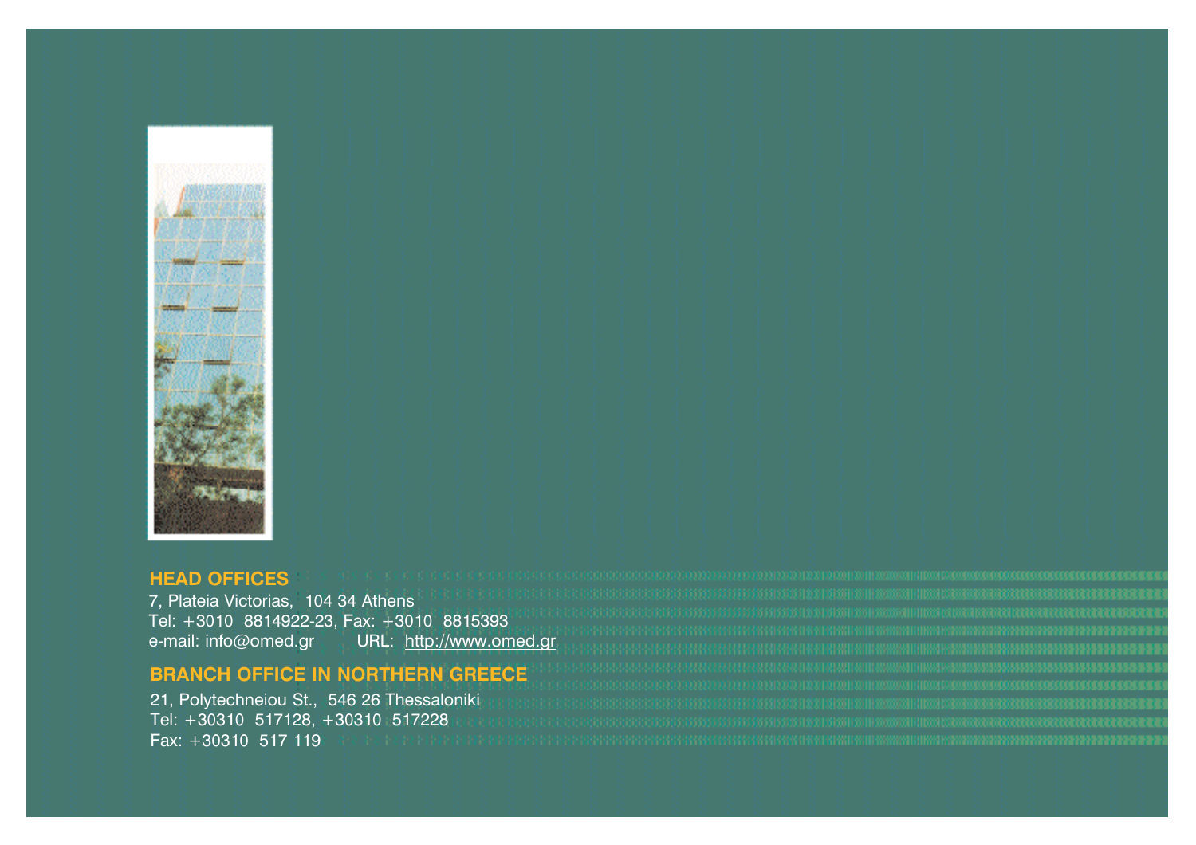## HEAD OFFICES

7, Plateia Victorias, 104 34 Athens
Tel: +3010 8814922-23, Fax: +3010 8815393
e-mail: info@omed.gr URL: http://www.omed.gr

## BRANCH OFFICE IN NORTHERN GREECE

21, Polytechneiou St., 546 26 Thessaloniki
Tel: +30310 517128, +30310 517228
Fax: +30310 517 119